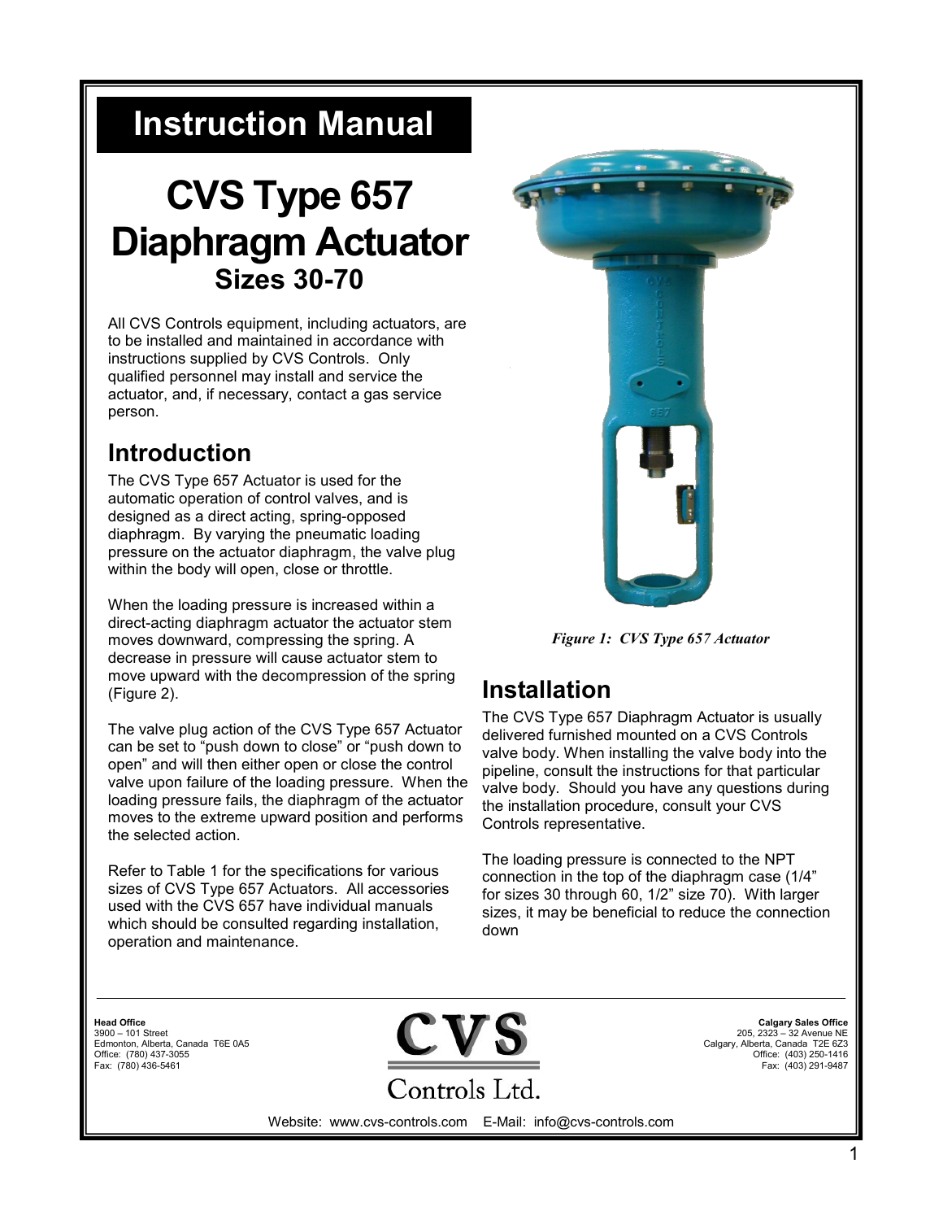# Instruction Manual

# CVS Type 657 Diaphragm Actuator

## Sizes 30-70

All CVS Controls equipment, including actuators, are to be installed and maintained in accordance with instructions supplied by CVS Controls. Only qualified personnel may install and service the actuator, and, if necessary, contact a gas service person.

## Introduction

The CVS Type 657 Actuator is used for the automatic operation of control valves, and is designed as a direct acting, spring-opposed diaphragm. By varying the pneumatic loading pressure on the actuator diaphragm, the valve plug within the body will open, close or throttle.

When the loading pressure is increased within a direct-acting diaphragm actuator the actuator stem moves downward, compressing the spring. A decrease in pressure will cause actuator stem to move upward with the decompression of the spring (Figure 2).

The valve plug action of the CVS Type 657 Actuator can be set to "push down to close" or "push down to open" and will then either open or close the control valve upon failure of the loading pressure. When the loading pressure fails, the diaphragm of the actuator moves to the extreme upward position and performs the selected action.

Refer to Table 1 for the specifications for various sizes of CVS Type 657 Actuators. All accessories used with the CVS 657 have individual manuals which should be consulted regarding installation, operation and maintenance.

*Figure 1: CVS Type 657 Actuator*

## Installation

The CVS Type 657 Diaphragm Actuator is usually delivered furnished mounted on a CVS Controls valve body. When installing the valve body into the pipeline, consult the instructions for that particular valve body. Should you have any questions during the installation procedure, consult your CVS Controls representative.

The loading pressure is connected to the NPT connection in the top of the diaphragm case (1/4" for sizes 30 through 60, 1/2" size 70). With larger sizes, it may be beneficial to reduce the connection down

**Head Office**
3900 – 101 Street
Edmonton, Alberta, Canada T6E 0A5
Office: (780) 437-3055
Fax: (780) 436-5461

CVS Controls Ltd.

**Calgary Sales Office**
205, 2323 – 32 Avenue NE
Calgary, Alberta, Canada T2E 6Z3
Office: (403) 250-1416
Fax: (403) 291-9487

Website: www.cvs-controls.com E-Mail: info@cvs-controls.com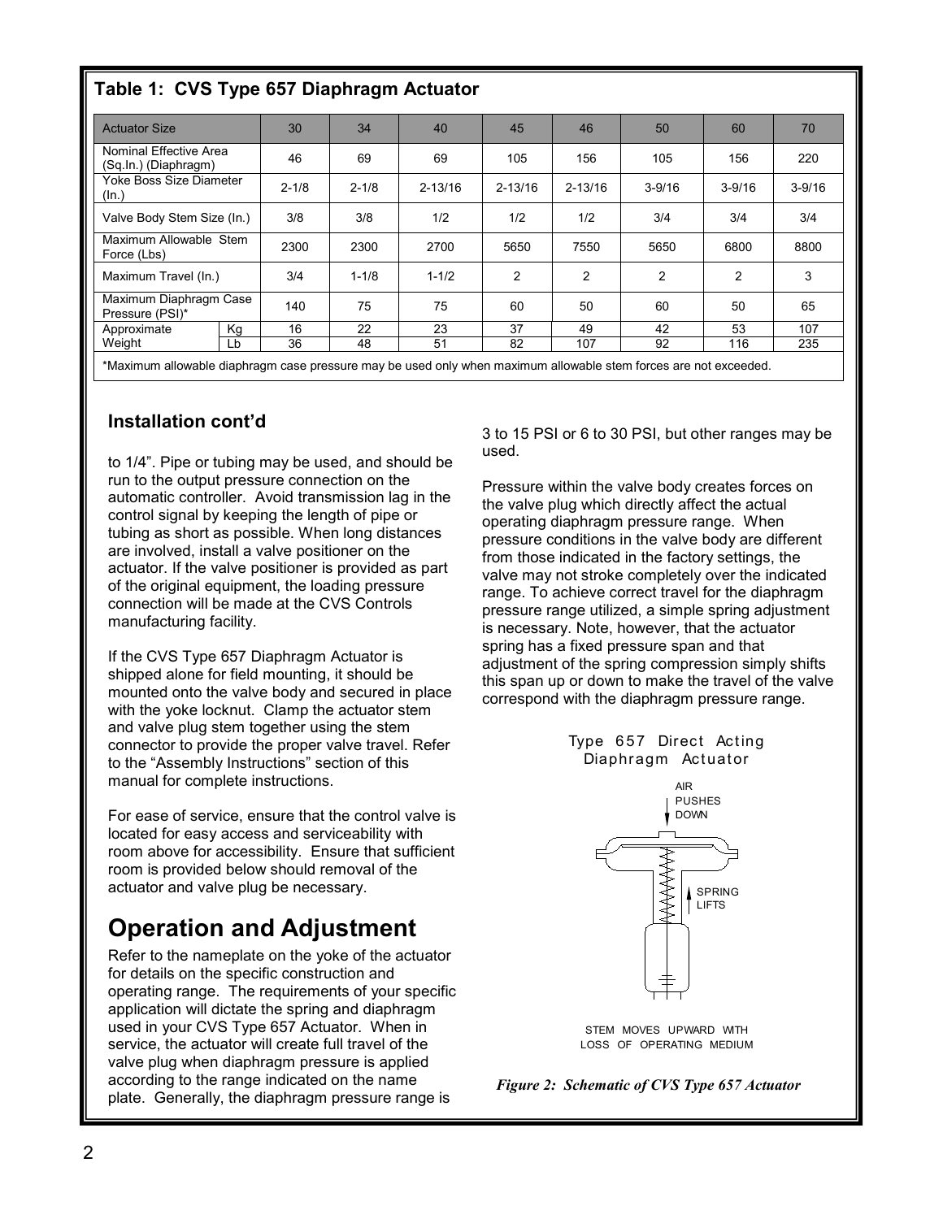## Table 1: CVS Type 657 Diaphragm Actuator

| Actuator Size | | 30 | 34 | 40 | 45 | 46 | 50 | 60 | 70 |
|---|---|---|---|---|---|---|---|---|---|
| Nominal Effective Area (Sq.In.) (Diaphragm) | | 46 | 69 | 69 | 105 | 156 | 105 | 156 | 220 |
| Yoke Boss Size Diameter (In.) | | 2-1/8 | 2-1/8 | 2-13/16 | 2-13/16 | 2-13/16 | 3-9/16 | 3-9/16 | 3-9/16 |
| Valve Body Stem Size (In.) | | 3/8 | 3/8 | 1/2 | 1/2 | 1/2 | 3/4 | 3/4 | 3/4 |
| Maximum Allowable Stem Force (Lbs) | | 2300 | 2300 | 2700 | 5650 | 7550 | 5650 | 6800 | 8800 |
| Maximum Travel (In.) | | 3/4 | 1-1/8 | 1-1/2 | 2 | 2 | 2 | 2 | 3 |
| Maximum Diaphragm Case Pressure (PSI)* | | 140 | 75 | 75 | 60 | 50 | 60 | 50 | 65 |
| Approximate Weight | Kg | 16 | 22 | 23 | 37 | 49 | 42 | 53 | 107 |
| | Lb | 36 | 48 | 51 | 82 | 107 | 92 | 116 | 235 |

*Maximum allowable diaphragm case pressure may be used only when maximum allowable stem forces are not exceeded.

### Installation cont'd

to 1/4". Pipe or tubing may be used, and should be run to the output pressure connection on the automatic controller. Avoid transmission lag in the control signal by keeping the length of pipe or tubing as short as possible. When long distances are involved, install a valve positioner on the actuator. If the valve positioner is provided as part of the original equipment, the loading pressure connection will be made at the CVS Controls manufacturing facility.

If the CVS Type 657 Diaphragm Actuator is shipped alone for field mounting, it should be mounted onto the valve body and secured in place with the yoke locknut. Clamp the actuator stem and valve plug stem together using the stem connector to provide the proper valve travel. Refer to the "Assembly Instructions" section of this manual for complete instructions.

For ease of service, ensure that the control valve is located for easy access and serviceability with room above for accessibility. Ensure that sufficient room is provided below should removal of the actuator and valve plug be necessary.

# Operation and Adjustment

Refer to the nameplate on the yoke of the actuator for details on the specific construction and operating range. The requirements of your specific application will dictate the spring and diaphragm used in your CVS Type 657 Actuator. When in service, the actuator will create full travel of the valve plug when diaphragm pressure is applied according to the range indicated on the name plate. Generally, the diaphragm pressure range is 3 to 15 PSI or 6 to 30 PSI, but other ranges may be used.

Pressure within the valve body creates forces on the valve plug which directly affect the actual operating diaphragm pressure range. When pressure conditions in the valve body are different from those indicated in the factory settings, the valve may not stroke completely over the indicated range. To achieve correct travel for the diaphragm pressure range utilized, a simple spring adjustment is necessary. Note, however, that the actuator spring has a fixed pressure span and that adjustment of the spring compression simply shifts this span up or down to make the travel of the valve correspond with the diaphragm pressure range.

Type 657 Direct Acting Diaphragm Actuator

AIR PUSHES DOWN

SPRING LIFTS

STEM MOVES UPWARD WITH LOSS OF OPERATING MEDIUM

*Figure 2: Schematic of CVS Type 657 Actuator*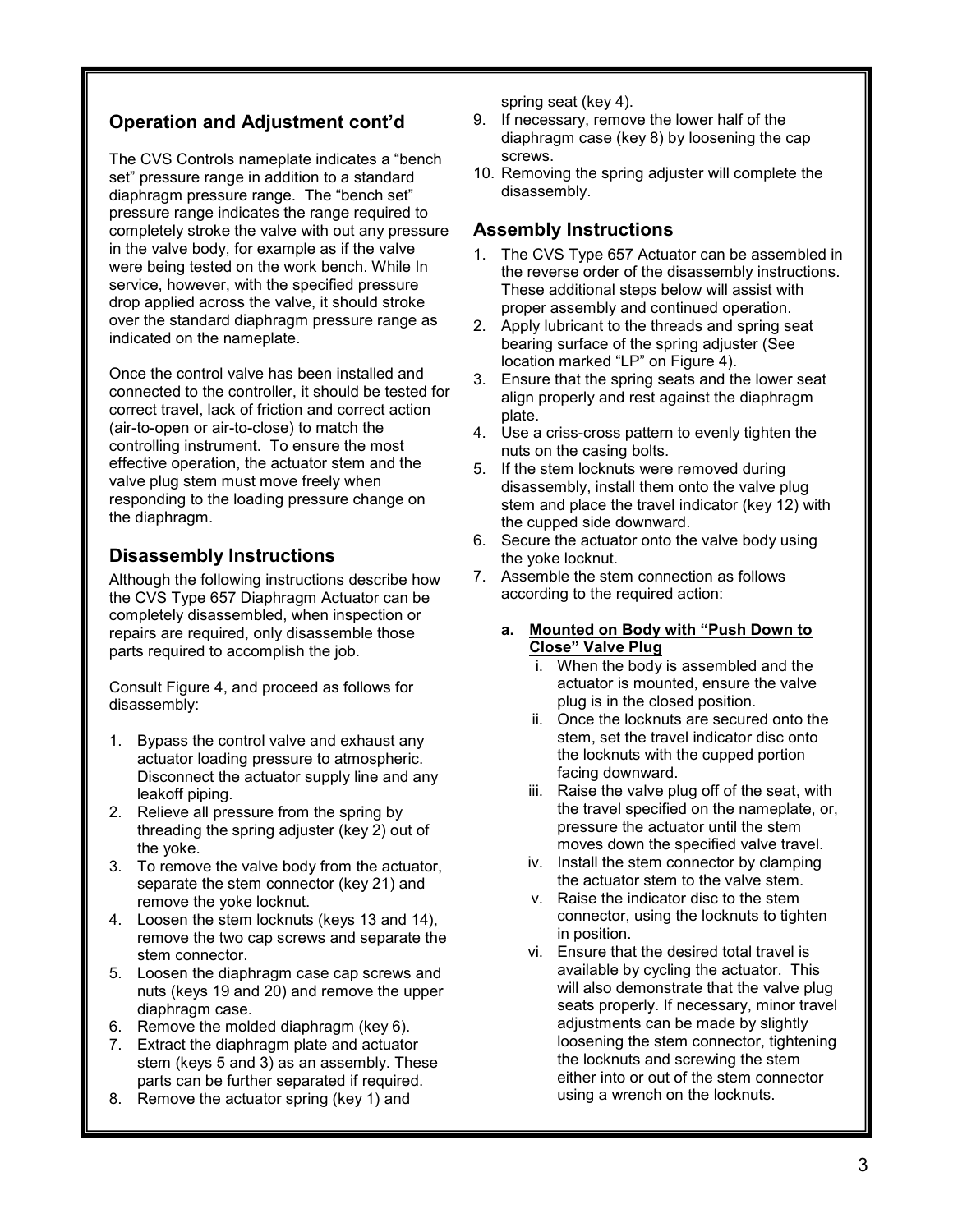## Operation and Adjustment cont'd

The CVS Controls nameplate indicates a "bench set" pressure range in addition to a standard diaphragm pressure range. The "bench set" pressure range indicates the range required to completely stroke the valve with out any pressure in the valve body, for example as if the valve were being tested on the work bench. While In service, however, with the specified pressure drop applied across the valve, it should stroke over the standard diaphragm pressure range as indicated on the nameplate.

Once the control valve has been installed and connected to the controller, it should be tested for correct travel, lack of friction and correct action (air-to-open or air-to-close) to match the controlling instrument. To ensure the most effective operation, the actuator stem and the valve plug stem must move freely when responding to the loading pressure change on the diaphragm.

## Disassembly Instructions

Although the following instructions describe how the CVS Type 657 Diaphragm Actuator can be completely disassembled, when inspection or repairs are required, only disassemble those parts required to accomplish the job.

Consult Figure 4, and proceed as follows for disassembly:

1. Bypass the control valve and exhaust any actuator loading pressure to atmospheric. Disconnect the actuator supply line and any leakoff piping.
2. Relieve all pressure from the spring by threading the spring adjuster (key 2) out of the yoke.
3. To remove the valve body from the actuator, separate the stem connector (key 21) and remove the yoke locknut.
4. Loosen the stem locknuts (keys 13 and 14), remove the two cap screws and separate the stem connector.
5. Loosen the diaphragm case cap screws and nuts (keys 19 and 20) and remove the upper diaphragm case.
6. Remove the molded diaphragm (key 6).
7. Extract the diaphragm plate and actuator stem (keys 5 and 3) as an assembly. These parts can be further separated if required.
8. Remove the actuator spring (key 1) and spring seat (key 4).
9. If necessary, remove the lower half of the diaphragm case (key 8) by loosening the cap screws.
10. Removing the spring adjuster will complete the disassembly.

## Assembly Instructions

1. The CVS Type 657 Actuator can be assembled in the reverse order of the disassembly instructions. These additional steps below will assist with proper assembly and continued operation.
2. Apply lubricant to the threads and spring seat bearing surface of the spring adjuster (See location marked "LP" on Figure 4).
3. Ensure that the spring seats and the lower seat align properly and rest against the diaphragm plate.
4. Use a criss-cross pattern to evenly tighten the nuts on the casing bolts.
5. If the stem locknuts were removed during disassembly, install them onto the valve plug stem and place the travel indicator (key 12) with the cupped side downward.
6. Secure the actuator onto the valve body using the yoke locknut.
7. Assemble the stem connection as follows according to the required action:

   a. **<u>Mounted on Body with "Push Down to Close" Valve Plug</u>**
      i. When the body is assembled and the actuator is mounted, ensure the valve plug is in the closed position.
      ii. Once the locknuts are secured onto the stem, set the travel indicator disc onto the locknuts with the cupped portion facing downward.
      iii. Raise the valve plug off of the seat, with the travel specified on the nameplate, or, pressure the actuator until the stem moves down the specified valve travel.
      iv. Install the stem connector by clamping the actuator stem to the valve stem.
      v. Raise the indicator disc to the stem connector, using the locknuts to tighten in position.
      vi. Ensure that the desired total travel is available by cycling the actuator. This will also demonstrate that the valve plug seats properly. If necessary, minor travel adjustments can be made by slightly loosening the stem connector, tightening the locknuts and screwing the stem either into or out of the stem connector using a wrench on the locknuts.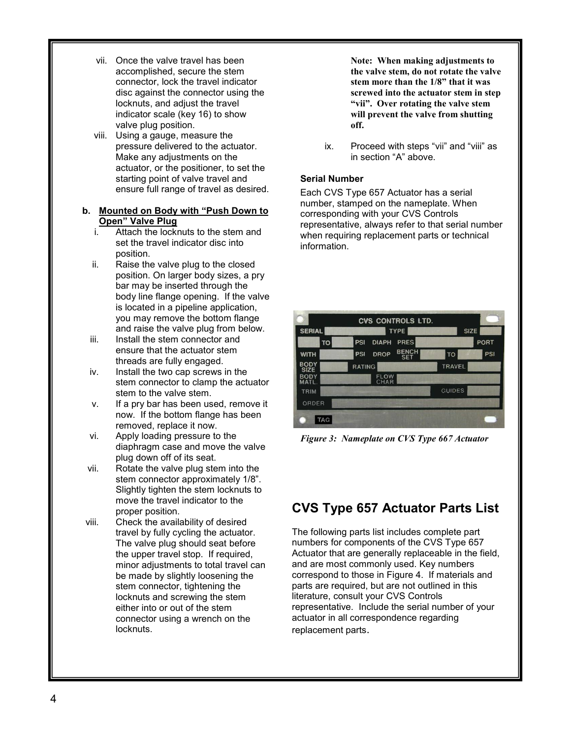vii. Once the valve travel has been accomplished, secure the stem connector, lock the travel indicator disc against the connector using the locknuts, and adjust the travel indicator scale (key 16) to show valve plug position.

viii. Using a gauge, measure the pressure delivered to the actuator. Make any adjustments on the actuator, or the positioner, to set the starting point of valve travel and ensure full range of travel as desired.

**b. Mounted on Body with "Push Down to Open" Valve Plug**

i. Attach the locknuts to the stem and set the travel indicator disc into position.

ii. Raise the valve plug to the closed position. On larger body sizes, a pry bar may be inserted through the body line flange opening. If the valve is located in a pipeline application, you may remove the bottom flange and raise the valve plug from below.

iii. Install the stem connector and ensure that the actuator stem threads are fully engaged.

iv. Install the two cap screws in the stem connector to clamp the actuator stem to the valve stem.

v. If a pry bar has been used, remove it now. If the bottom flange has been removed, replace it now.

vi. Apply loading pressure to the diaphragm case and move the valve plug down off of its seat.

vii. Rotate the valve plug stem into the stem connector approximately 1/8". Slightly tighten the stem locknuts to move the travel indicator to the proper position.

viii. Check the availability of desired travel by fully cycling the actuator. The valve plug should seat before the upper travel stop. If required, minor adjustments to total travel can be made by slightly loosening the stem connector, tightening the locknuts and screwing the stem either into or out of the stem connector using a wrench on the locknuts.

**Note: When making adjustments to the valve stem, do not rotate the valve stem more than the 1/8" that it was screwed into the actuator stem in step "vii". Over rotating the valve stem will prevent the valve from shutting off.**

ix. Proceed with steps "vii" and "viii" as in section "A" above.

**Serial Number**

Each CVS Type 657 Actuator has a serial number, stamped on the nameplate. When corresponding with your CVS Controls representative, always refer to that serial number when requiring replacement parts or technical information.

*Figure 3: Nameplate on CVS Type 667 Actuator*

## CVS Type 657 Actuator Parts List

The following parts list includes complete part numbers for components of the CVS Type 657 Actuator that are generally replaceable in the field, and are most commonly used. Key numbers correspond to those in Figure 4. If materials and parts are required, but are not outlined in this literature, consult your CVS Controls representative. Include the serial number of your actuator in all correspondence regarding replacement parts.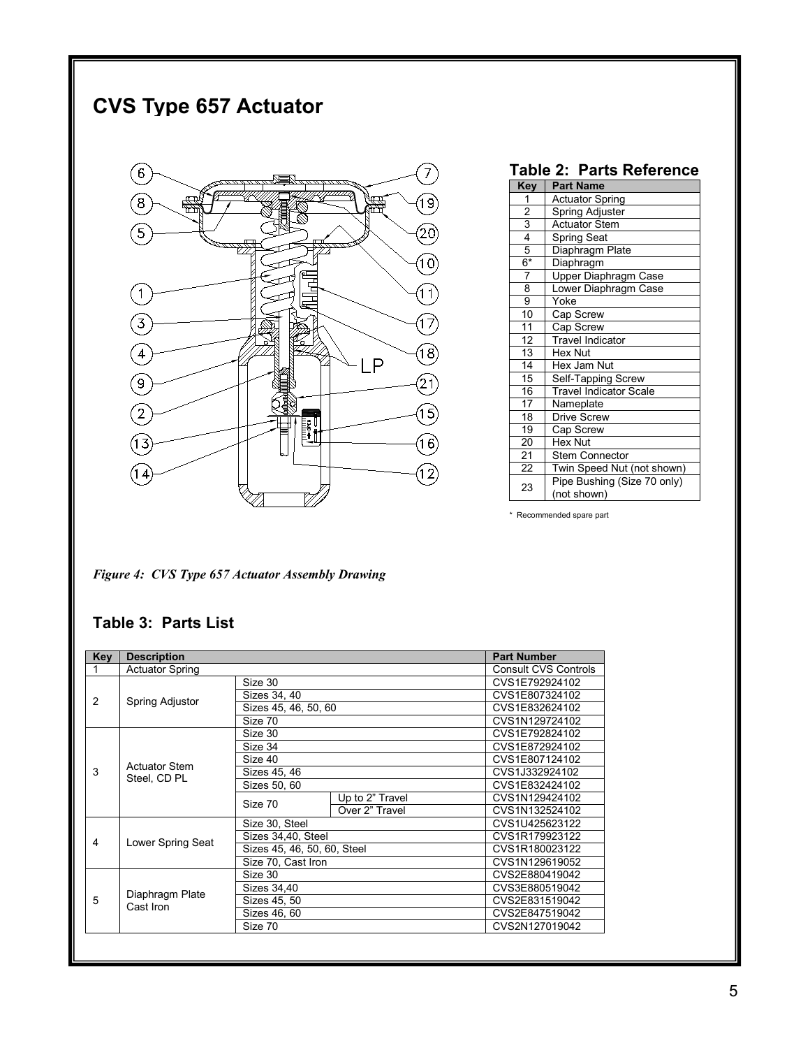# CVS Type 657 Actuator

### Table 2: Parts Reference

| Key | Part Name |
|---|---|
| 1 | Actuator Spring |
| 2 | Spring Adjuster |
| 3 | Actuator Stem |
| 4 | Spring Seat |
| 5 | Diaphragm Plate |
| 6* | Diaphragm |
| 7 | Upper Diaphragm Case |
| 8 | Lower Diaphragm Case |
| 9 | Yoke |
| 10 | Cap Screw |
| 11 | Cap Screw |
| 12 | Travel Indicator |
| 13 | Hex Nut |
| 14 | Hex Jam Nut |
| 15 | Self-Tapping Screw |
| 16 | Travel Indicator Scale |
| 17 | Nameplate |
| 18 | Drive Screw |
| 19 | Cap Screw |
| 20 | Hex Nut |
| 21 | Stem Connector |
| 22 | Twin Speed Nut (not shown) |
| 23 | Pipe Bushing (Size 70 only) (not shown) |

\* Recommended spare part

*Figure 4: CVS Type 657 Actuator Assembly Drawing*

### Table 3: Parts List

| Key | Description | | | Part Number |
|---|---|---|---|---|
| 1 | Actuator Spring | | | Consult CVS Controls |
| 2 | Spring Adjustor | Size 30 | | CVS1E792924102 |
| | | Sizes 34, 40 | | CVS1E807324102 |
| | | Sizes 45, 46, 50, 60 | | CVS1E832624102 |
| | | Size 70 | | CVS1N129724102 |
| 3 | Actuator Stem Steel, CD PL | Size 30 | | CVS1E792824102 |
| | | Size 34 | | CVS1E872924102 |
| | | Size 40 | | CVS1E807124102 |
| | | Sizes 45, 46 | | CVS1J332924102 |
| | | Sizes 50, 60 | | CVS1E832424102 |
| | | Size 70 | Up to 2" Travel | CVS1N129424102 |
| | | | Over 2" Travel | CVS1N132524102 |
| 4 | Lower Spring Seat | Size 30, Steel | | CVS1U425623122 |
| | | Sizes 34,40, Steel | | CVS1R179923122 |
| | | Sizes 45, 46, 50, 60, Steel | | CVS1R180023122 |
| | | Size 70, Cast Iron | | CVS1N129619052 |
| 5 | Diaphragm Plate Cast Iron | Size 30 | | CVS2E880419042 |
| | | Sizes 34,40 | | CVS3E880519042 |
| | | Sizes 45, 50 | | CVS2E831519042 |
| | | Sizes 46, 60 | | CVS2E847519042 |
| | | Size 70 | | CVS2N127019042 |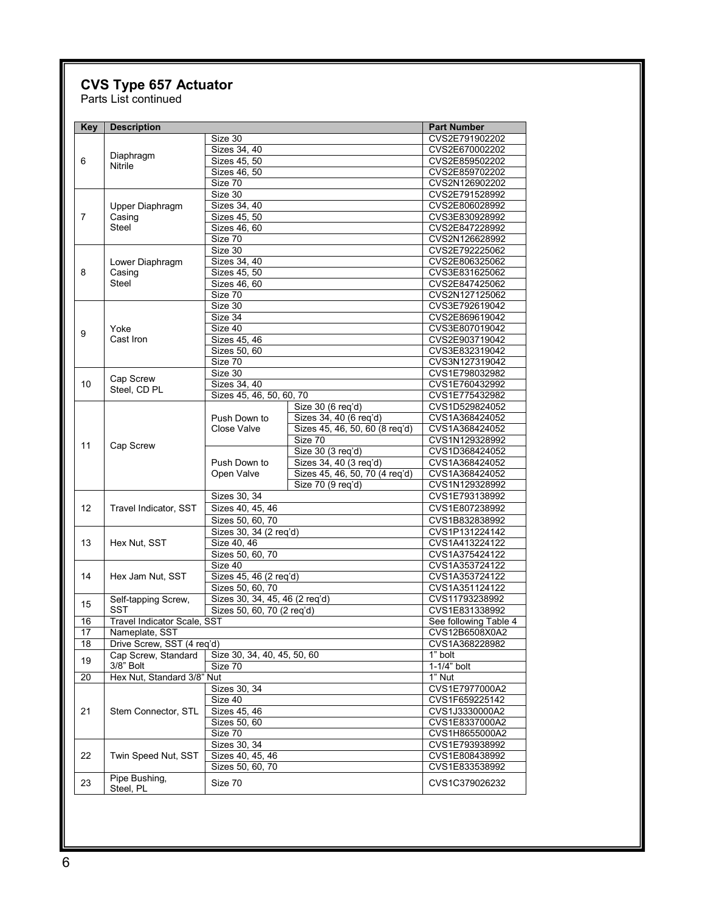## CVS Type 657 Actuator

Parts List continued

| Key | Description | | | Part Number |
|---|---|---|---|---|
| 6 | Diaphragm Nitrile | Size 30 | | CVS2E791902202 |
| | | Sizes 34, 40 | | CVS2E670002202 |
| | | Sizes 45, 50 | | CVS2E859502202 |
| | | Sizes 46, 50 | | CVS2E859702202 |
| | | Size 70 | | CVS2N126902202 |
| 7 | Upper Diaphragm Casing Steel | Size 30 | | CVS2E791528992 |
| | | Sizes 34, 40 | | CVS2E806028992 |
| | | Sizes 45, 50 | | CVS3E830928992 |
| | | Sizes 46, 60 | | CVS2E847228992 |
| | | Size 70 | | CVS2N126628992 |
| 8 | Lower Diaphragm Casing Steel | Size 30 | | CVS2E792225062 |
| | | Sizes 34, 40 | | CVS2E806325062 |
| | | Sizes 45, 50 | | CVS3E831625062 |
| | | Sizes 46, 60 | | CVS2E847425062 |
| | | Size 70 | | CVS2N127125062 |
| 9 | Yoke Cast Iron | Size 30 | | CVS3E792619042 |
| | | Size 34 | | CVS2E869619042 |
| | | Size 40 | | CVS3E807019042 |
| | | Sizes 45, 46 | | CVS2E903719042 |
| | | Sizes 50, 60 | | CVS3E832319042 |
| | | Size 70 | | CVS3N127319042 |
| 10 | Cap Screw Steel, CD PL | Size 30 | | CVS1E798032982 |
| | | Sizes 34, 40 | | CVS1E760432992 |
| | | Sizes 45, 46, 50, 60, 70 | | CVS1E775432982 |
| 11 | Cap Screw | Push Down to Close Valve | Size 30 (6 req'd) | CVS1D529824052 |
| | | | Sizes 34, 40 (6 req'd) | CVS1A368424052 |
| | | | Sizes 45, 46, 50, 60 (8 req'd) | CVS1A368424052 |
| | | | Size 70 | CVS1N129328992 |
| | | Push Down to Open Valve | Size 30 (3 req'd) | CVS1D368424052 |
| | | | Sizes 34, 40 (3 req'd) | CVS1A368424052 |
| | | | Sizes 45, 46, 50, 70 (4 req'd) | CVS1A368424052 |
| | | | Size 70 (9 req'd) | CVS1N129328992 |
| 12 | Travel Indicator, SST | Sizes 30, 34 | | CVS1E793138992 |
| | | Sizes 40, 45, 46 | | CVS1E807238992 |
| | | Sizes 50, 60, 70 | | CVS1B832838992 |
| 13 | Hex Nut, SST | Sizes 30, 34 (2 req'd) | | CVS1P131224142 |
| | | Size 40, 46 | | CVS1A413224122 |
| | | Sizes 50, 60, 70 | | CVS1A375424122 |
| 14 | Hex Jam Nut, SST | Size 40 | | CVS1A353724122 |
| | | Sizes 45, 46 (2 req'd) | | CVS1A353724122 |
| | | Sizes 50, 60, 70 | | CVS1A351124122 |
| 15 | Self-tapping Screw, SST | Sizes 30, 34, 45, 46 (2 req'd) | | CVS11793238992 |
| | | Sizes 50, 60, 70 (2 req'd) | | CVS1E831338992 |
| 16 | Travel Indicator Scale, SST | | | See following Table 4 |
| 17 | Nameplate, SST | | | CVS12B6508X0A2 |
| 18 | Drive Screw, SST (4 req'd) | | | CVS1A368228982 |
| 19 | Cap Screw, Standard 3/8" Bolt | Size 30, 34, 40, 45, 50, 60 | | 1" bolt |
| | | Size 70 | | 1-1/4" bolt |
| 20 | Hex Nut, Standard 3/8" Nut | | | 1" Nut |
| 21 | Stem Connector, STL | Sizes 30, 34 | | CVS1E7977000A2 |
| | | Size 40 | | CVS1F659225142 |
| | | Sizes 45, 46 | | CVS1J3330000A2 |
| | | Sizes 50, 60 | | CVS1E8337000A2 |
| | | Size 70 | | CVS1H8655000A2 |
| 22 | Twin Speed Nut, SST | Sizes 30, 34 | | CVS1E793938992 |
| | | Sizes 40, 45, 46 | | CVS1E808438992 |
| | | Sizes 50, 60, 70 | | CVS1E833538992 |
| 23 | Pipe Bushing, Steel, PL | Size 70 | | CVS1C379026232 |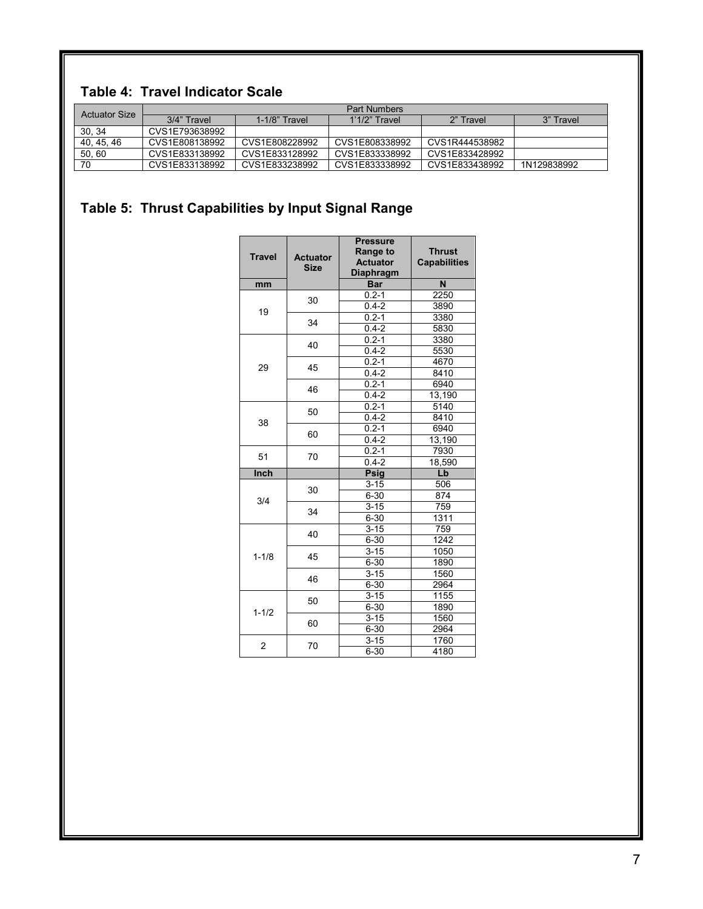## Table 4:  Travel Indicator Scale

| Actuator Size | Part Numbers | | | | |
|---|---|---|---|---|---|
| | 3/4" Travel | 1-1/8" Travel | 1'1/2" Travel | 2" Travel | 3" Travel |
| 30, 34 | CVS1E793638992 | | | | |
| 40, 45, 46 | CVS1E808138992 | CVS1E808228992 | CVS1E808338992 | CVS1R444538982 | |
| 50, 60 | CVS1E833138992 | CVS1E833128992 | CVS1E833338992 | CVS1E833428992 | |
| 70 | CVS1E833138992 | CVS1E833238992 | CVS1E833338992 | CVS1E833438992 | 1N129838992 |

## Table 5:  Thrust Capabilities by Input Signal Range

| Travel | Actuator Size | Pressure Range to Actuator Diaphragm | Thrust Capabilities |
|---|---|---|---|
| **mm** | | **Bar** | **N** |
| 19 | 30 | 0.2-1 | 2250 |
| | | 0.4-2 | 3890 |
| | 34 | 0.2-1 | 3380 |
| | | 0.4-2 | 5830 |
| 29 | 40 | 0.2-1 | 3380 |
| | | 0.4-2 | 5530 |
| | 45 | 0.2-1 | 4670 |
| | | 0.4-2 | 8410 |
| | 46 | 0.2-1 | 6940 |
| | | 0.4-2 | 13,190 |
| 38 | 50 | 0.2-1 | 5140 |
| | | 0.4-2 | 8410 |
| | 60 | 0.2-1 | 6940 |
| | | 0.4-2 | 13,190 |
| 51 | 70 | 0.2-1 | 7930 |
| | | 0.4-2 | 18,590 |
| **Inch** | | **Psig** | **Lb** |
| 3/4 | 30 | 3-15 | 506 |
| | | 6-30 | 874 |
| | 34 | 3-15 | 759 |
| | | 6-30 | 1311 |
| 1-1/8 | 40 | 3-15 | 759 |
| | | 6-30 | 1242 |
| | 45 | 3-15 | 1050 |
| | | 6-30 | 1890 |
| | 46 | 3-15 | 1560 |
| | | 6-30 | 2964 |
| 1-1/2 | 50 | 3-15 | 1155 |
| | | 6-30 | 1890 |
| | 60 | 3-15 | 1560 |
| | | 6-30 | 2964 |
| 2 | 70 | 3-15 | 1760 |
| | | 6-30 | 4180 |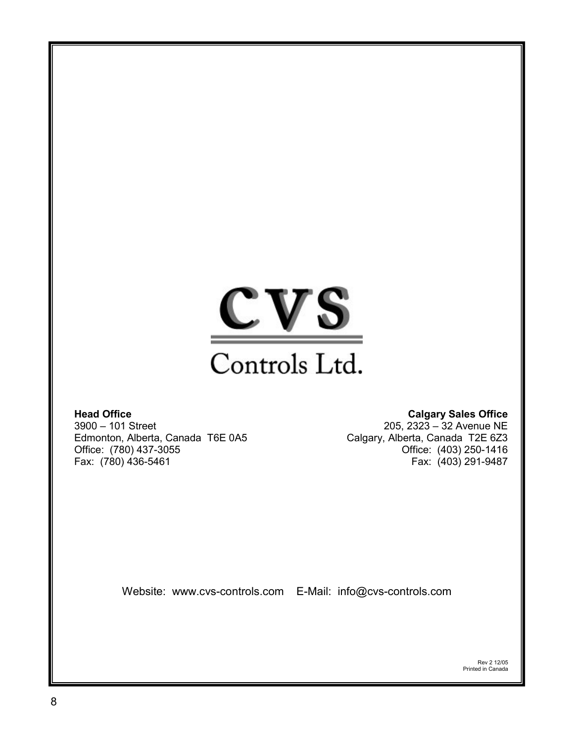# CVS

Controls Ltd.

**Head Office**
3900 – 101 Street
Edmonton, Alberta, Canada T6E 0A5
Office: (780) 437-3055
Fax: (780) 436-5461

**Calgary Sales Office**
205, 2323 – 32 Avenue NE
Calgary, Alberta, Canada T2E 6Z3
Office: (403) 250-1416
Fax: (403) 291-9487

Website: www.cvs-controls.com E-Mail: info@cvs-controls.com

Rev 2 12/05
Printed in Canada